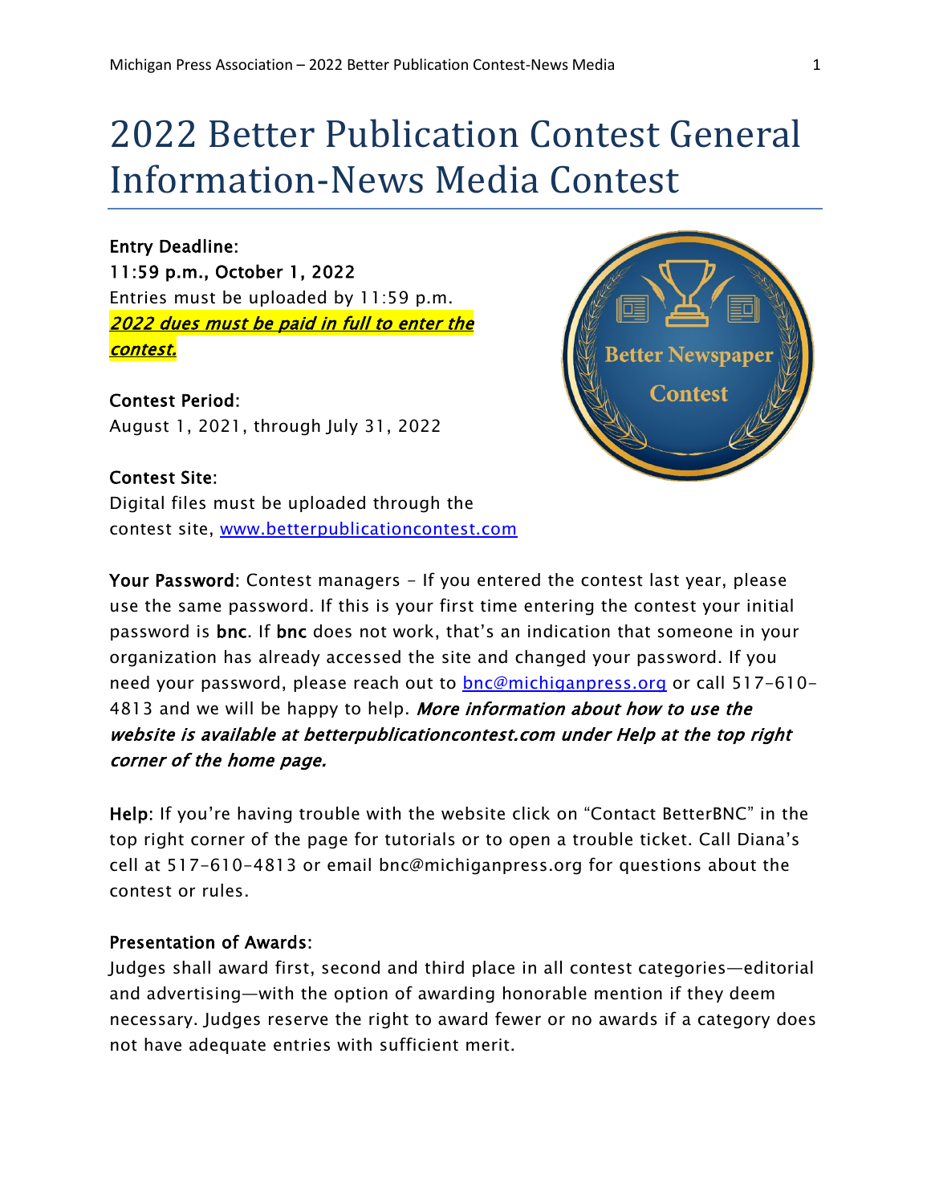# 2022 Better Publication Contest General Information-News Media Contest

**Entry Deadline:**
**11:59 p.m., October 1, 2022**
Entries must be uploaded by 11:59 p.m.
***2022 dues must be paid in full to enter the contest.***

**Contest Period:**
August 1, 2021, through July 31, 2022

**Contest Site:**
Digital files must be uploaded through the contest site, www.betterpublicationcontest.com

**Your Password:** Contest managers - If you entered the contest last year, please use the same password. If this is your first time entering the contest your initial password is **bnc**. If **bnc** does not work, that's an indication that someone in your organization has already accessed the site and changed your password. If you need your password, please reach out to bnc@michiganpress.org or call 517-610-4813 and we will be happy to help. ***More information about how to use the website is available at betterpublicationcontest.com under Help at the top right corner of the home page.***

**Help:** If you're having trouble with the website click on "Contact BetterBNC" in the top right corner of the page for tutorials or to open a trouble ticket. Call Diana's cell at 517-610-4813 or email bnc@michiganpress.org for questions about the contest or rules.

**Presentation of Awards:**
Judges shall award first, second and third place in all contest categories—editorial and advertising—with the option of awarding honorable mention if they deem necessary. Judges reserve the right to award fewer or no awards if a category does not have adequate entries with sufficient merit.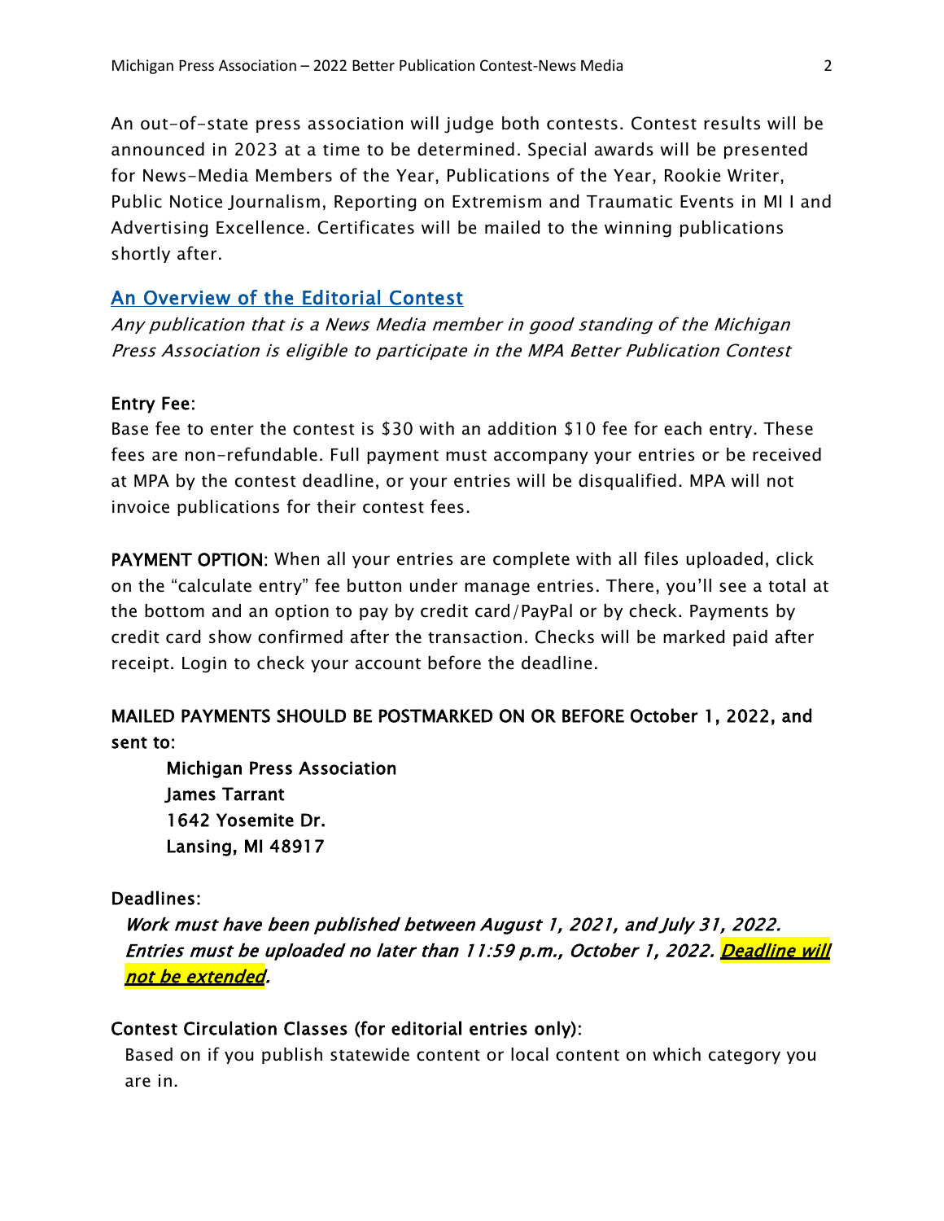An out-of-state press association will judge both contests. Contest results will be announced in 2023 at a time to be determined. Special awards will be presented for News-Media Members of the Year, Publications of the Year, Rookie Writer, Public Notice Journalism, Reporting on Extremism and Traumatic Events in MI I and Advertising Excellence. Certificates will be mailed to the winning publications shortly after.

## An Overview of the Editorial Contest

*Any publication that is a News Media member in good standing of the Michigan Press Association is eligible to participate in the MPA Better Publication Contest*

**Entry Fee:**
Base fee to enter the contest is $30 with an addition $10 fee for each entry. These fees are non-refundable. Full payment must accompany your entries or be received at MPA by the contest deadline, or your entries will be disqualified. MPA will not invoice publications for their contest fees.

**PAYMENT OPTION:** When all your entries are complete with all files uploaded, click on the "calculate entry" fee button under manage entries. There, you'll see a total at the bottom and an option to pay by credit card/PayPal or by check. Payments by credit card show confirmed after the transaction. Checks will be marked paid after receipt. Login to check your account before the deadline.

**MAILED PAYMENTS SHOULD BE POSTMARKED ON OR BEFORE October 1, 2022, and sent to:**

**Michigan Press Association**
**James Tarrant**
**1642 Yosemite Dr.**
**Lansing, MI 48917**

**Deadlines:**

*Work must have been published between August 1, 2021, and July 31, 2022. Entries must be uploaded no later than 11:59 p.m., October 1, 2022. Deadline will not be extended.*

**Contest Circulation Classes (for editorial entries only):**

Based on if you publish statewide content or local content on which category you are in.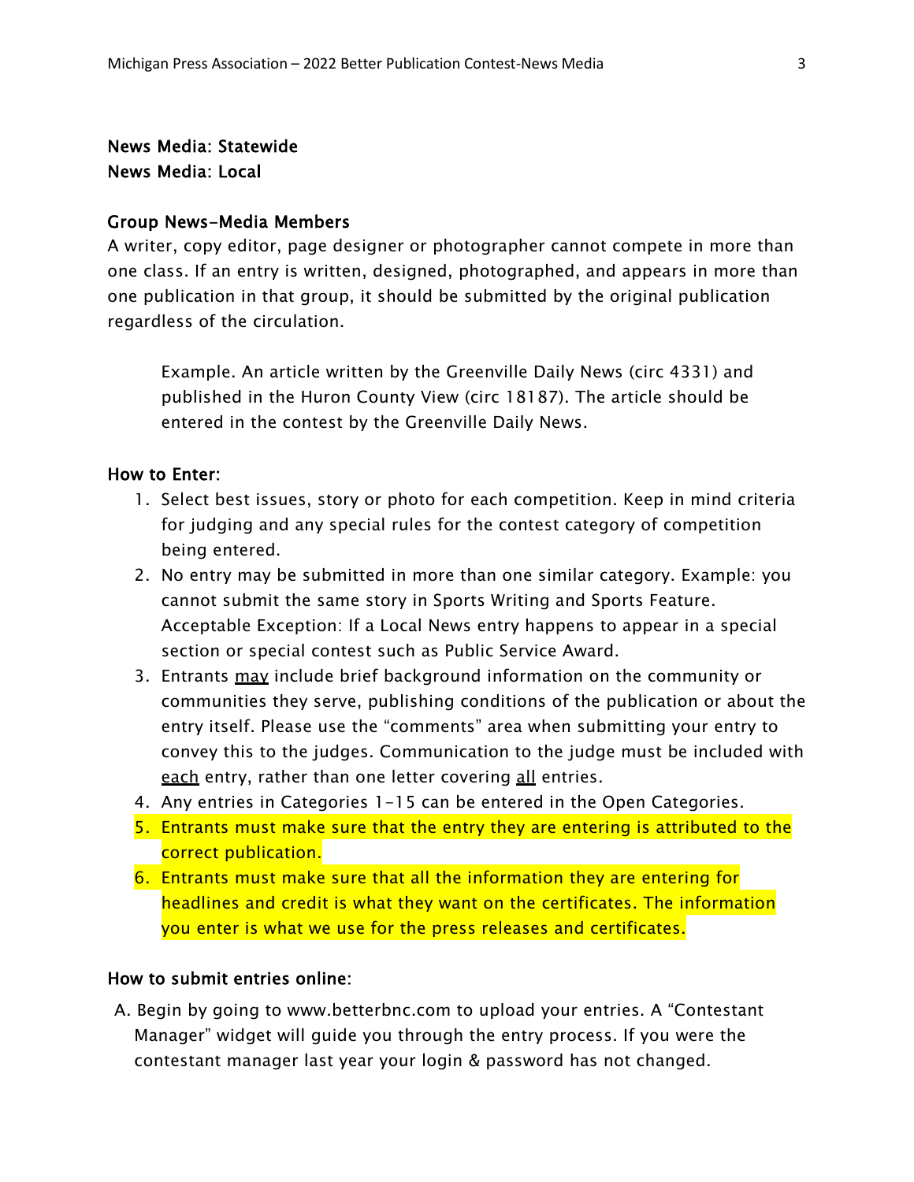**News Media: Statewide**
**News Media: Local**

**Group News-Media Members**
A writer, copy editor, page designer or photographer cannot compete in more than one class. If an entry is written, designed, photographed, and appears in more than one publication in that group, it should be submitted by the original publication regardless of the circulation.

> Example. An article written by the Greenville Daily News (circ 4331) and published in the Huron County View (circ 18187). The article should be entered in the contest by the Greenville Daily News.

**How to Enter:**

1. Select best issues, story or photo for each competition. Keep in mind criteria for judging and any special rules for the contest category of competition being entered.
2. No entry may be submitted in more than one similar category. Example: you cannot submit the same story in Sports Writing and Sports Feature. Acceptable Exception: If a Local News entry happens to appear in a special section or special contest such as Public Service Award.
3. Entrants may include brief background information on the community or communities they serve, publishing conditions of the publication or about the entry itself. Please use the "comments" area when submitting your entry to convey this to the judges. Communication to the judge must be included with each entry, rather than one letter covering all entries.
4. Any entries in Categories 1-15 can be entered in the Open Categories.
5. Entrants must make sure that the entry they are entering is attributed to the correct publication.
6. Entrants must make sure that all the information they are entering for headlines and credit is what they want on the certificates. The information you enter is what we use for the press releases and certificates.

**How to submit entries online:**

A. Begin by going to www.betterbnc.com to upload your entries. A "Contestant Manager" widget will guide you through the entry process. If you were the contestant manager last year your login & password has not changed.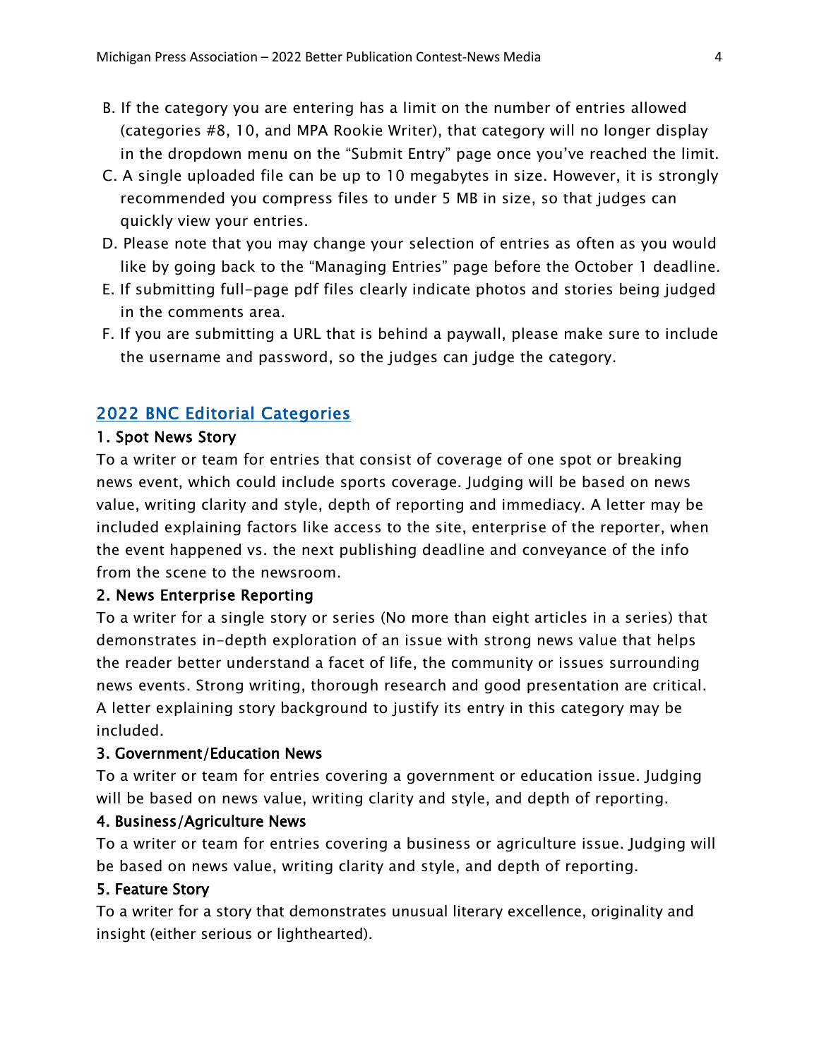B. If the category you are entering has a limit on the number of entries allowed (categories #8, 10, and MPA Rookie Writer), that category will no longer display in the dropdown menu on the "Submit Entry" page once you've reached the limit.

C. A single uploaded file can be up to 10 megabytes in size. However, it is strongly recommended you compress files to under 5 MB in size, so that judges can quickly view your entries.

D. Please note that you may change your selection of entries as often as you would like by going back to the "Managing Entries" page before the October 1 deadline.

E. If submitting full-page pdf files clearly indicate photos and stories being judged in the comments area.

F. If you are submitting a URL that is behind a paywall, please make sure to include the username and password, so the judges can judge the category.

## 2022 BNC Editorial Categories

### 1. Spot News Story

To a writer or team for entries that consist of coverage of one spot or breaking news event, which could include sports coverage. Judging will be based on news value, writing clarity and style, depth of reporting and immediacy. A letter may be included explaining factors like access to the site, enterprise of the reporter, when the event happened vs. the next publishing deadline and conveyance of the info from the scene to the newsroom.

### 2. News Enterprise Reporting

To a writer for a single story or series (No more than eight articles in a series) that demonstrates in-depth exploration of an issue with strong news value that helps the reader better understand a facet of life, the community or issues surrounding news events. Strong writing, thorough research and good presentation are critical. A letter explaining story background to justify its entry in this category may be included.

### 3. Government/Education News

To a writer or team for entries covering a government or education issue. Judging will be based on news value, writing clarity and style, and depth of reporting.

### 4. Business/Agriculture News

To a writer or team for entries covering a business or agriculture issue. Judging will be based on news value, writing clarity and style, and depth of reporting.

### 5. Feature Story

To a writer for a story that demonstrates unusual literary excellence, originality and insight (either serious or lighthearted).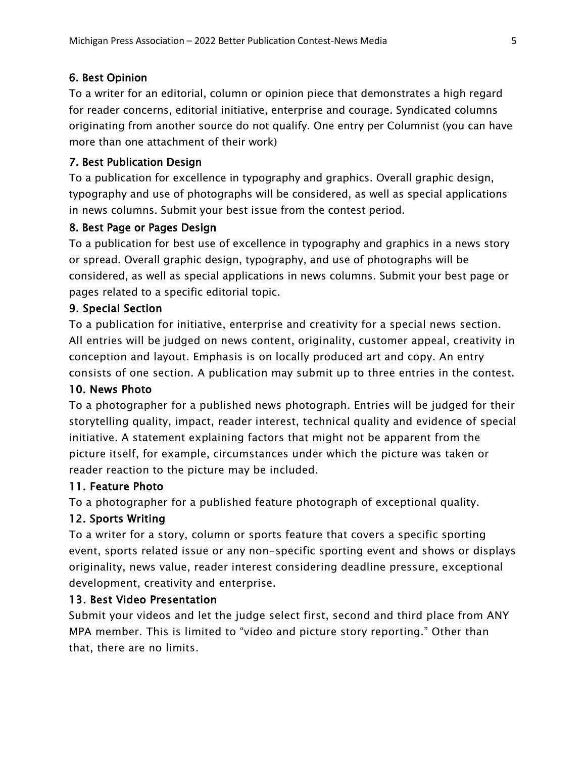### 6. Best Opinion

To a writer for an editorial, column or opinion piece that demonstrates a high regard for reader concerns, editorial initiative, enterprise and courage. Syndicated columns originating from another source do not qualify. One entry per Columnist (you can have more than one attachment of their work)

### 7. Best Publication Design

To a publication for excellence in typography and graphics. Overall graphic design, typography and use of photographs will be considered, as well as special applications in news columns. Submit your best issue from the contest period.

### 8. Best Page or Pages Design

To a publication for best use of excellence in typography and graphics in a news story or spread. Overall graphic design, typography, and use of photographs will be considered, as well as special applications in news columns. Submit your best page or pages related to a specific editorial topic.

### 9. Special Section

To a publication for initiative, enterprise and creativity for a special news section. All entries will be judged on news content, originality, customer appeal, creativity in conception and layout. Emphasis is on locally produced art and copy. An entry consists of one section. A publication may submit up to three entries in the contest.

### 10. News Photo

To a photographer for a published news photograph. Entries will be judged for their storytelling quality, impact, reader interest, technical quality and evidence of special initiative. A statement explaining factors that might not be apparent from the picture itself, for example, circumstances under which the picture was taken or reader reaction to the picture may be included.

### 11. Feature Photo

To a photographer for a published feature photograph of exceptional quality.

### 12. Sports Writing

To a writer for a story, column or sports feature that covers a specific sporting event, sports related issue or any non-specific sporting event and shows or displays originality, news value, reader interest considering deadline pressure, exceptional development, creativity and enterprise.

### 13. Best Video Presentation

Submit your videos and let the judge select first, second and third place from ANY MPA member. This is limited to "video and picture story reporting." Other than that, there are no limits.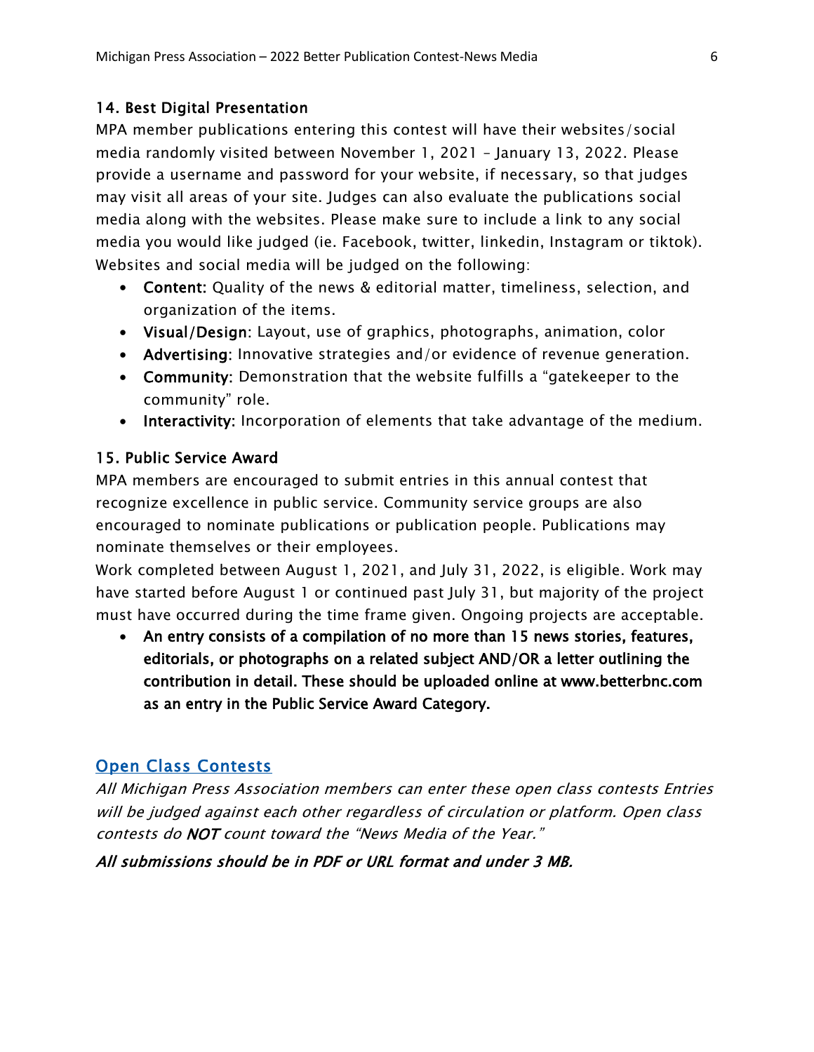### 14. Best Digital Presentation

MPA member publications entering this contest will have their websites/social media randomly visited between November 1, 2021 – January 13, 2022. Please provide a username and password for your website, if necessary, so that judges may visit all areas of your site. Judges can also evaluate the publications social media along with the websites. Please make sure to include a link to any social media you would like judged (ie. Facebook, twitter, linkedin, Instagram or tiktok). Websites and social media will be judged on the following:

- **Content:** Quality of the news & editorial matter, timeliness, selection, and organization of the items.
- **Visual/Design**: Layout, use of graphics, photographs, animation, color
- **Advertising**: Innovative strategies and/or evidence of revenue generation.
- **Community**: Demonstration that the website fulfills a "gatekeeper to the community" role.
- **Interactivity**: Incorporation of elements that take advantage of the medium.

### 15. Public Service Award

MPA members are encouraged to submit entries in this annual contest that recognize excellence in public service. Community service groups are also encouraged to nominate publications or publication people. Publications may nominate themselves or their employees.

Work completed between August 1, 2021, and July 31, 2022, is eligible. Work may have started before August 1 or continued past July 31, but majority of the project must have occurred during the time frame given. Ongoing projects are acceptable.

- **An entry consists of a compilation of no more than 15 news stories, features, editorials, or photographs on a related subject AND/OR a letter outlining the contribution in detail. These should be uploaded online at www.betterbnc.com as an entry in the Public Service Award Category.**

## Open Class Contests

*All Michigan Press Association members can enter these open class contests Entries will be judged against each other regardless of circulation or platform. Open class contests do **NOT** count toward the "News Media of the Year."*

***All submissions should be in PDF or URL format and under 3 MB.***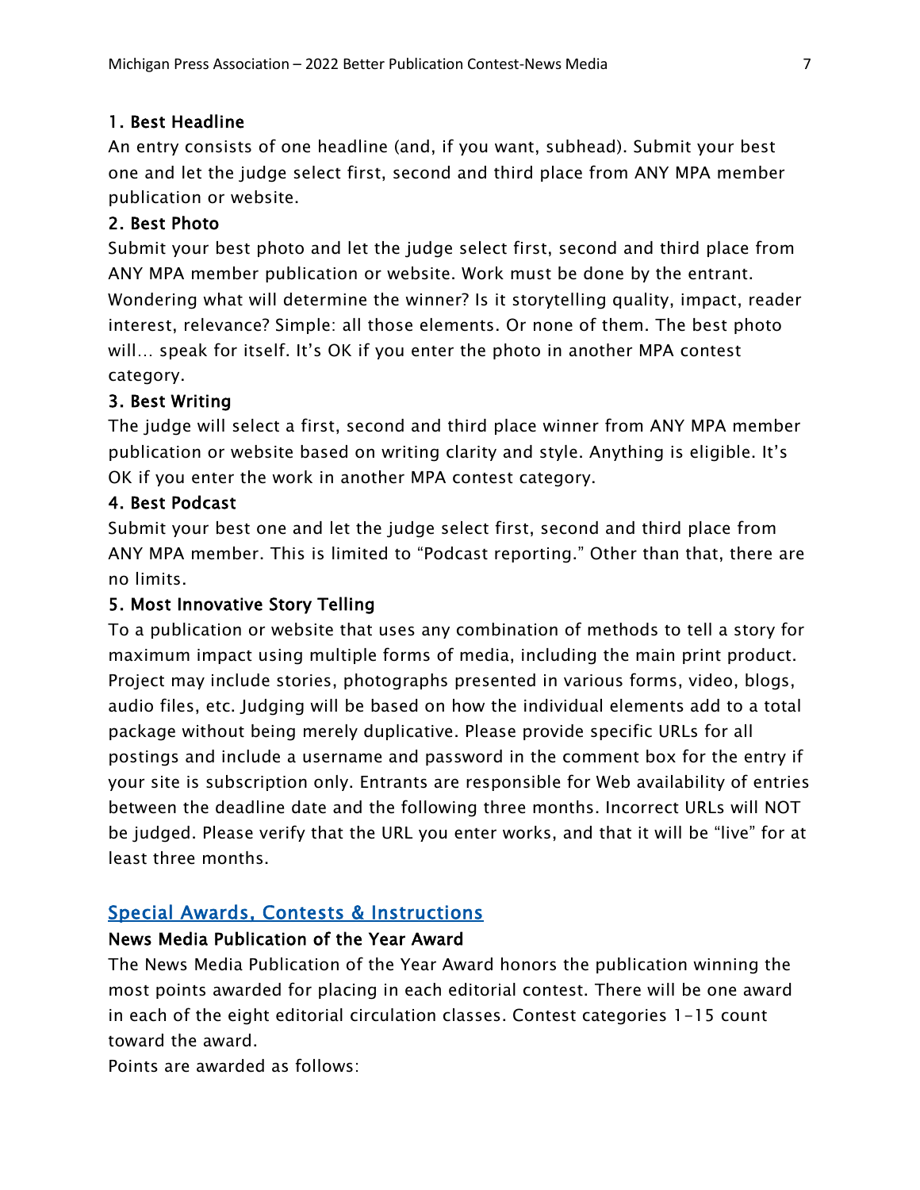### 1. Best Headline

An entry consists of one headline (and, if you want, subhead). Submit your best one and let the judge select first, second and third place from ANY MPA member publication or website.

### 2. Best Photo

Submit your best photo and let the judge select first, second and third place from ANY MPA member publication or website. Work must be done by the entrant. Wondering what will determine the winner? Is it storytelling quality, impact, reader interest, relevance? Simple: all those elements. Or none of them. The best photo will… speak for itself. It's OK if you enter the photo in another MPA contest category.

### 3. Best Writing

The judge will select a first, second and third place winner from ANY MPA member publication or website based on writing clarity and style. Anything is eligible. It's OK if you enter the work in another MPA contest category.

### 4. Best Podcast

Submit your best one and let the judge select first, second and third place from ANY MPA member. This is limited to "Podcast reporting." Other than that, there are no limits.

### 5. Most Innovative Story Telling

To a publication or website that uses any combination of methods to tell a story for maximum impact using multiple forms of media, including the main print product. Project may include stories, photographs presented in various forms, video, blogs, audio files, etc. Judging will be based on how the individual elements add to a total package without being merely duplicative. Please provide specific URLs for all postings and include a username and password in the comment box for the entry if your site is subscription only. Entrants are responsible for Web availability of entries between the deadline date and the following three months. Incorrect URLs will NOT be judged. Please verify that the URL you enter works, and that it will be "live" for at least three months.

## Special Awards, Contests & Instructions

### News Media Publication of the Year Award

The News Media Publication of the Year Award honors the publication winning the most points awarded for placing in each editorial contest. There will be one award in each of the eight editorial circulation classes. Contest categories 1-15 count toward the award.

Points are awarded as follows: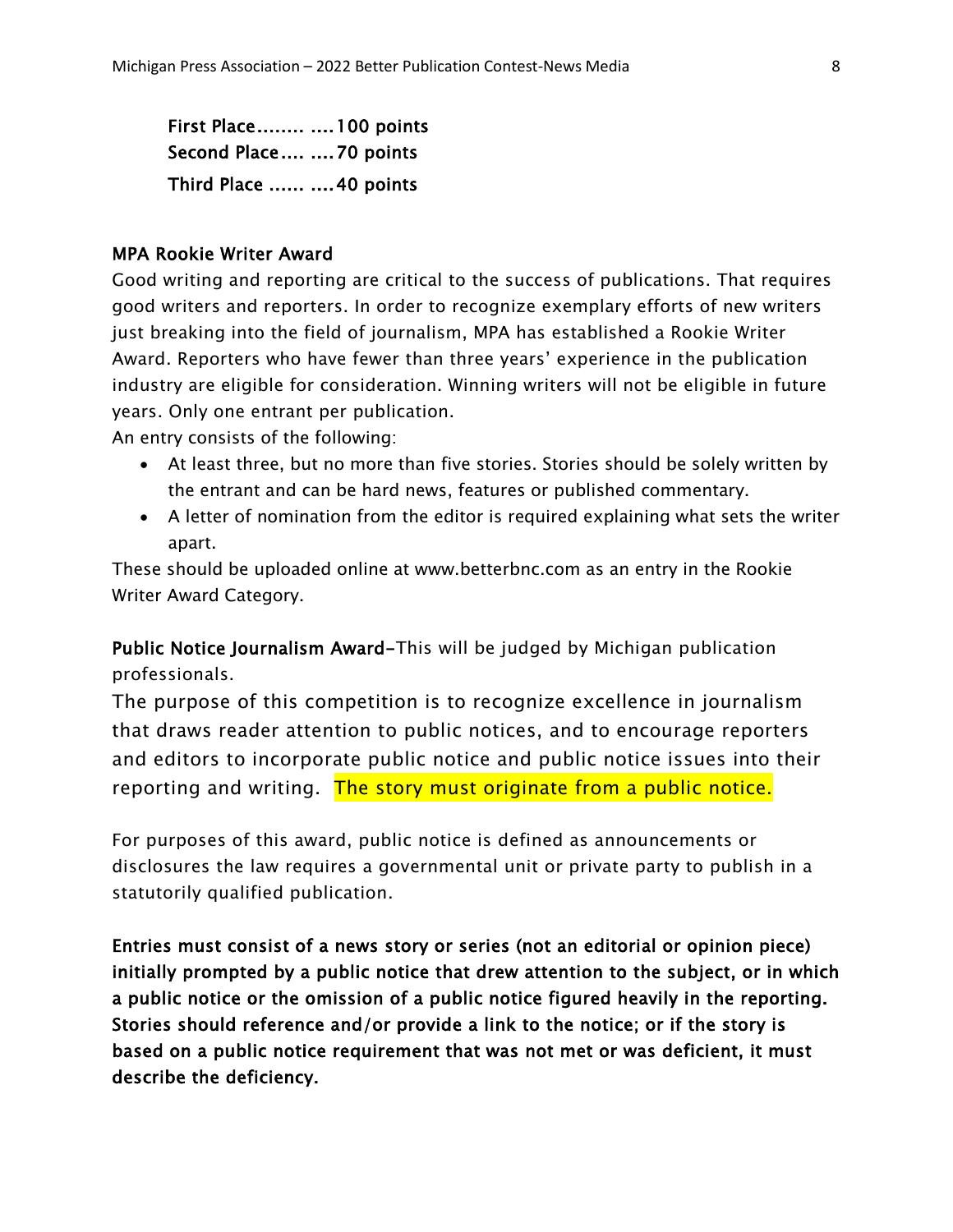**First Place........ ....100 points**
**Second Place.... ....70 points**
**Third Place ...... ....40 points**

**MPA Rookie Writer Award**

Good writing and reporting are critical to the success of publications. That requires good writers and reporters. In order to recognize exemplary efforts of new writers just breaking into the field of journalism, MPA has established a Rookie Writer Award. Reporters who have fewer than three years' experience in the publication industry are eligible for consideration. Winning writers will not be eligible in future years. Only one entrant per publication.

An entry consists of the following:

- At least three, but no more than five stories. Stories should be solely written by the entrant and can be hard news, features or published commentary.
- A letter of nomination from the editor is required explaining what sets the writer apart.

These should be uploaded online at www.betterbnc.com as an entry in the Rookie Writer Award Category.

**Public Notice Journalism Award**-This will be judged by Michigan publication professionals.

The purpose of this competition is to recognize excellence in journalism that draws reader attention to public notices, and to encourage reporters and editors to incorporate public notice and public notice issues into their reporting and writing. The story must originate from a public notice.

For purposes of this award, public notice is defined as announcements or disclosures the law requires a governmental unit or private party to publish in a statutorily qualified publication.

**Entries must consist of a news story or series (not an editorial or opinion piece) initially prompted by a public notice that drew attention to the subject, or in which a public notice or the omission of a public notice figured heavily in the reporting. Stories should reference and/or provide a link to the notice; or if the story is based on a public notice requirement that was not met or was deficient, it must describe the deficiency.**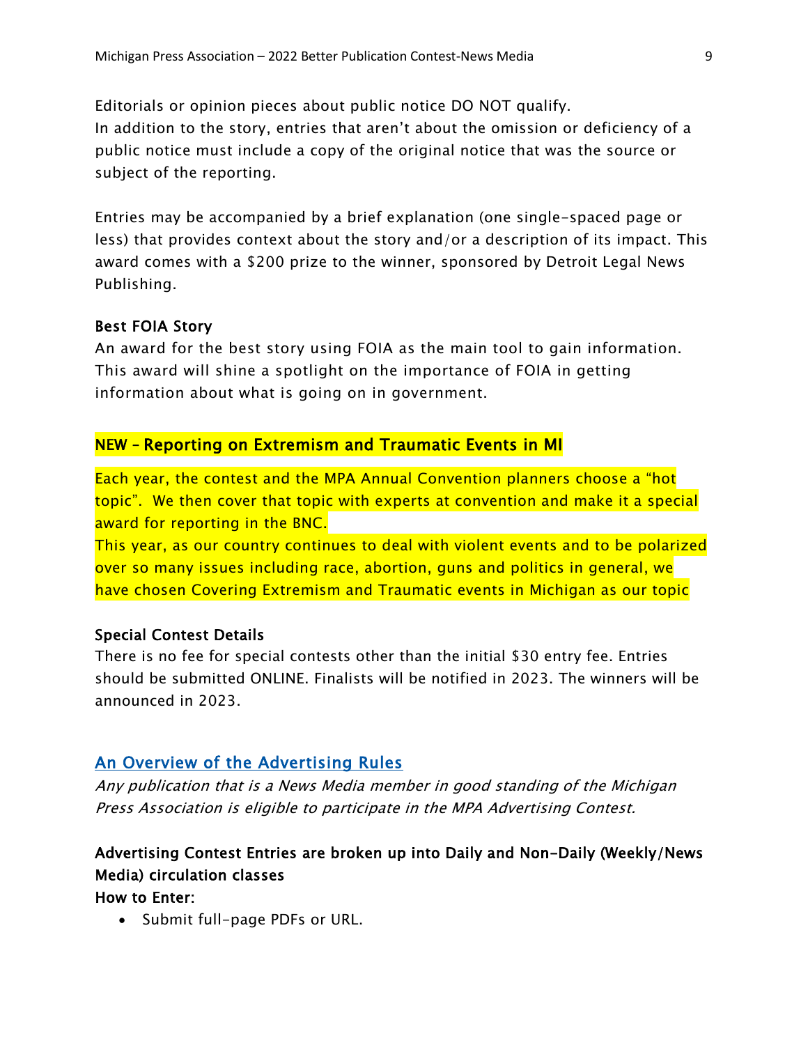Editorials or opinion pieces about public notice DO NOT qualify.
In addition to the story, entries that aren't about the omission or deficiency of a public notice must include a copy of the original notice that was the source or subject of the reporting.

Entries may be accompanied by a brief explanation (one single-spaced page or less) that provides context about the story and/or a description of its impact. This award comes with a $200 prize to the winner, sponsored by Detroit Legal News Publishing.

**Best FOIA Story**
An award for the best story using FOIA as the main tool to gain information. This award will shine a spotlight on the importance of FOIA in getting information about what is going on in government.

**NEW – Reporting on Extremism and Traumatic Events in MI**

Each year, the contest and the MPA Annual Convention planners choose a "hot topic". We then cover that topic with experts at convention and make it a special award for reporting in the BNC.
This year, as our country continues to deal with violent events and to be polarized over so many issues including race, abortion, guns and politics in general, we have chosen Covering Extremism and Traumatic events in Michigan as our topic

**Special Contest Details**
There is no fee for special contests other than the initial $30 entry fee. Entries should be submitted ONLINE. Finalists will be notified in 2023. The winners will be announced in 2023.

## An Overview of the Advertising Rules

*Any publication that is a News Media member in good standing of the Michigan Press Association is eligible to participate in the MPA Advertising Contest.*

**Advertising Contest Entries are broken up into Daily and Non-Daily (Weekly/News Media) circulation classes**
**How to Enter:**

- Submit full-page PDFs or URL.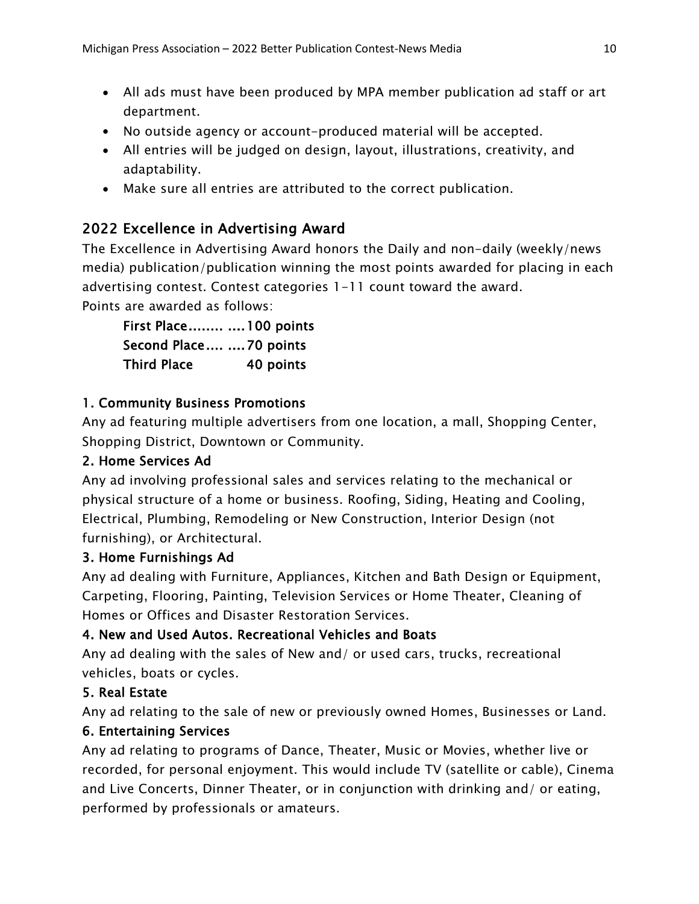- All ads must have been produced by MPA member publication ad staff or art department.
- No outside agency or account-produced material will be accepted.
- All entries will be judged on design, layout, illustrations, creativity, and adaptability.
- Make sure all entries are attributed to the correct publication.

## 2022 Excellence in Advertising Award

The Excellence in Advertising Award honors the Daily and non-daily (weekly/news media) publication/publication winning the most points awarded for placing in each advertising contest. Contest categories 1-11 count toward the award.
Points are awarded as follows:

**First Place........ ....100 points**
**Second Place.... ....70 points**
**Third Place 40 points**

### 1. Community Business Promotions

Any ad featuring multiple advertisers from one location, a mall, Shopping Center, Shopping District, Downtown or Community.

### 2. Home Services Ad

Any ad involving professional sales and services relating to the mechanical or physical structure of a home or business. Roofing, Siding, Heating and Cooling, Electrical, Plumbing, Remodeling or New Construction, Interior Design (not furnishing), or Architectural.

### 3. Home Furnishings Ad

Any ad dealing with Furniture, Appliances, Kitchen and Bath Design or Equipment, Carpeting, Flooring, Painting, Television Services or Home Theater, Cleaning of Homes or Offices and Disaster Restoration Services.

### 4. New and Used Autos. Recreational Vehicles and Boats

Any ad dealing with the sales of New and/ or used cars, trucks, recreational vehicles, boats or cycles.

### 5. Real Estate

Any ad relating to the sale of new or previously owned Homes, Businesses or Land.

### 6. Entertaining Services

Any ad relating to programs of Dance, Theater, Music or Movies, whether live or recorded, for personal enjoyment. This would include TV (satellite or cable), Cinema and Live Concerts, Dinner Theater, or in conjunction with drinking and/ or eating, performed by professionals or amateurs.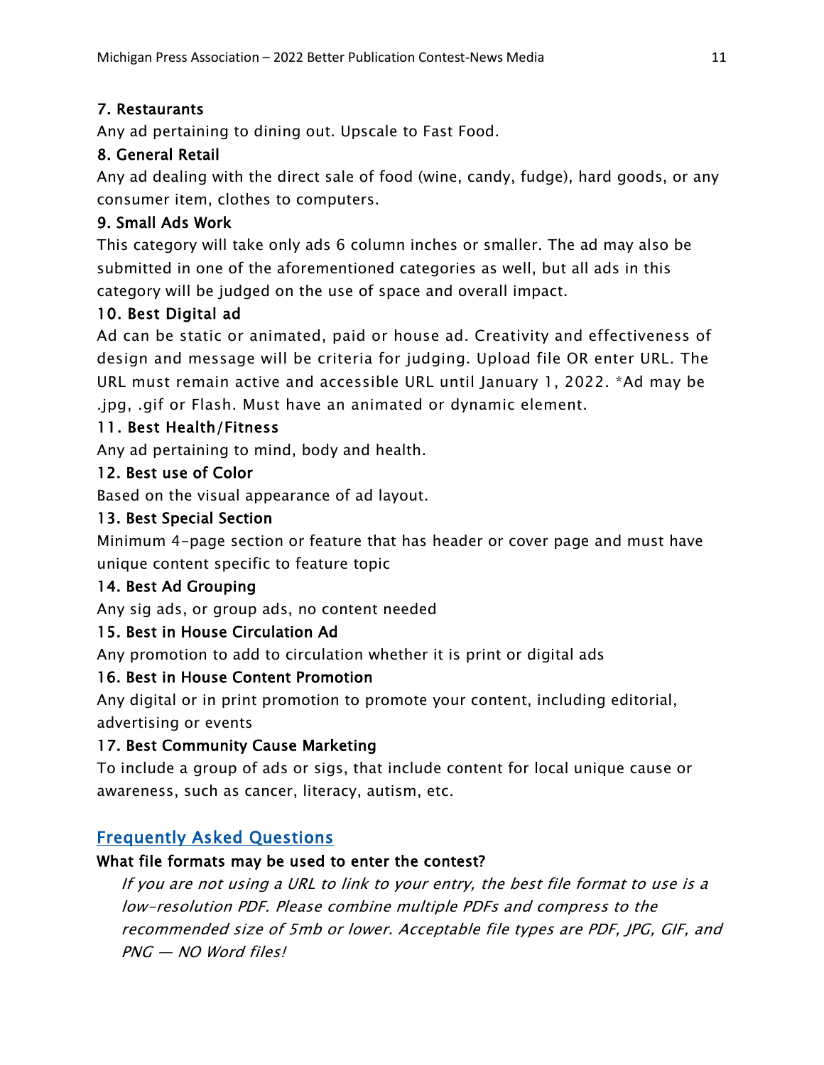**7. Restaurants**

Any ad pertaining to dining out. Upscale to Fast Food.

**8. General Retail**

Any ad dealing with the direct sale of food (wine, candy, fudge), hard goods, or any consumer item, clothes to computers.

**9. Small Ads Work**

This category will take only ads 6 column inches or smaller. The ad may also be submitted in one of the aforementioned categories as well, but all ads in this category will be judged on the use of space and overall impact.

**10. Best Digital ad**

Ad can be static or animated, paid or house ad. Creativity and effectiveness of design and message will be criteria for judging. Upload file OR enter URL. The URL must remain active and accessible URL until January 1, 2022. *Ad may be .jpg, .gif or Flash. Must have an animated or dynamic element.

**11. Best Health/Fitness**

Any ad pertaining to mind, body and health.

**12. Best use of Color**

Based on the visual appearance of ad layout.

**13. Best Special Section**

Minimum 4-page section or feature that has header or cover page and must have unique content specific to feature topic

**14. Best Ad Grouping**

Any sig ads, or group ads, no content needed

**15. Best in House Circulation Ad**

Any promotion to add to circulation whether it is print or digital ads

**16. Best in House Content Promotion**

Any digital or in print promotion to promote your content, including editorial, advertising or events

**17. Best Community Cause Marketing**

To include a group of ads or sigs, that include content for local unique cause or awareness, such as cancer, literacy, autism, etc.

## Frequently Asked Questions

**What file formats may be used to enter the contest?**

*If you are not using a URL to link to your entry, the best file format to use is a low-resolution PDF. Please combine multiple PDFs and compress to the recommended size of 5mb or lower. Acceptable file types are PDF, JPG, GIF, and PNG — NO Word files!*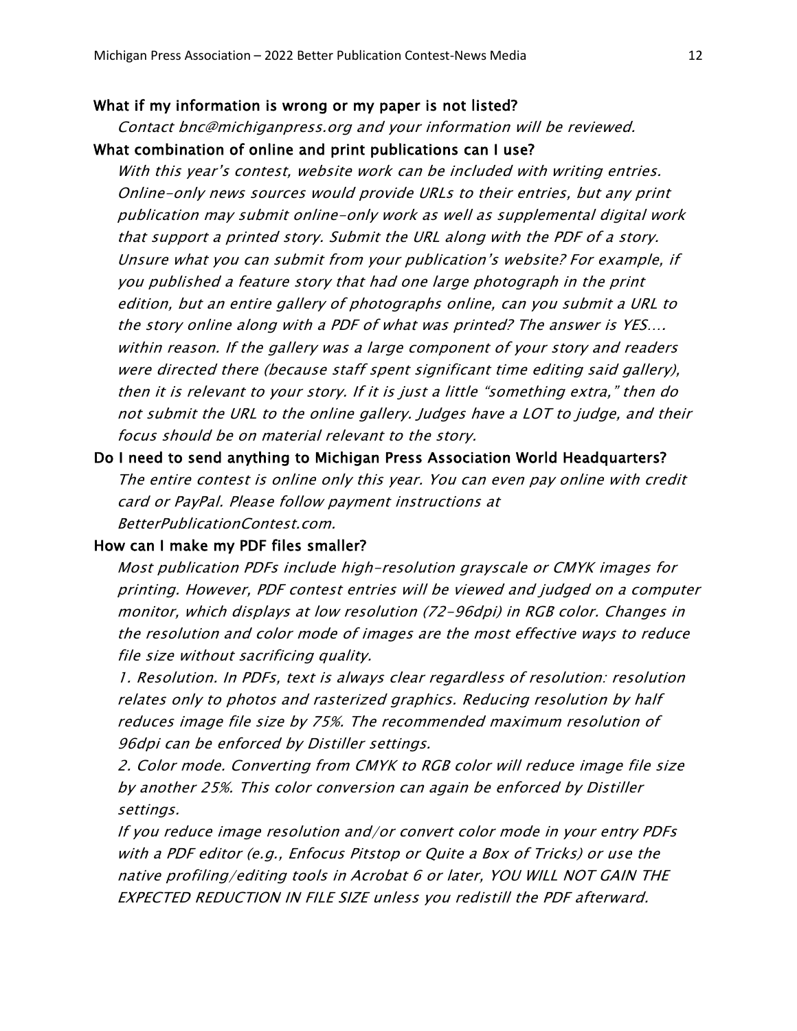**What if my information is wrong or my paper is not listed?**

*Contact bnc@michiganpress.org and your information will be reviewed.*

**What combination of online and print publications can I use?**

*With this year's contest, website work can be included with writing entries. Online-only news sources would provide URLs to their entries, but any print publication may submit online-only work as well as supplemental digital work that support a printed story. Submit the URL along with the PDF of a story. Unsure what you can submit from your publication's website? For example, if you published a feature story that had one large photograph in the print edition, but an entire gallery of photographs online, can you submit a URL to the story online along with a PDF of what was printed? The answer is YES…. within reason. If the gallery was a large component of your story and readers were directed there (because staff spent significant time editing said gallery), then it is relevant to your story. If it is just a little "something extra," then do not submit the URL to the online gallery. Judges have a LOT to judge, and their focus should be on material relevant to the story.*

**Do I need to send anything to Michigan Press Association World Headquarters?**

*The entire contest is online only this year. You can even pay online with credit card or PayPal. Please follow payment instructions at BetterPublicationContest.com.*

**How can I make my PDF files smaller?**

*Most publication PDFs include high-resolution grayscale or CMYK images for printing. However, PDF contest entries will be viewed and judged on a computer monitor, which displays at low resolution (72-96dpi) in RGB color. Changes in the resolution and color mode of images are the most effective ways to reduce file size without sacrificing quality.*

*1. Resolution. In PDFs, text is always clear regardless of resolution: resolution relates only to photos and rasterized graphics. Reducing resolution by half reduces image file size by 75%. The recommended maximum resolution of 96dpi can be enforced by Distiller settings.*

*2. Color mode. Converting from CMYK to RGB color will reduce image file size by another 25%. This color conversion can again be enforced by Distiller settings.*

*If you reduce image resolution and/or convert color mode in your entry PDFs with a PDF editor (e.g., Enfocus Pitstop or Quite a Box of Tricks) or use the native profiling/editing tools in Acrobat 6 or later, YOU WILL NOT GAIN THE EXPECTED REDUCTION IN FILE SIZE unless you redistill the PDF afterward.*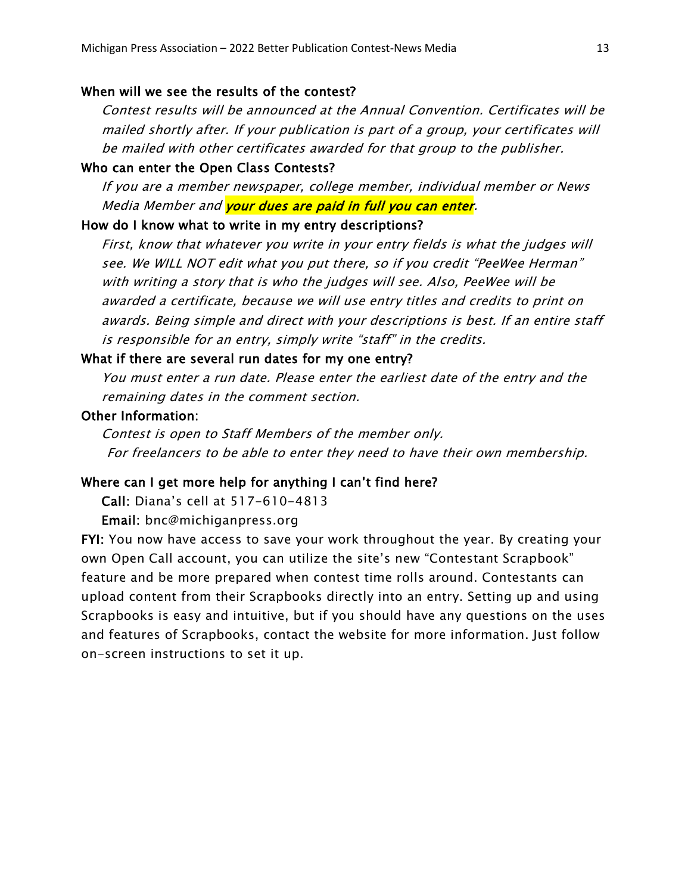**When will we see the results of the contest?**

*Contest results will be announced at the Annual Convention. Certificates will be mailed shortly after. If your publication is part of a group, your certificates will be mailed with other certificates awarded for that group to the publisher.*

**Who can enter the Open Class Contests?**

*If you are a member newspaper, college member, individual member or News Media Member and* ***your dues are paid in full you can enter****.*

**How do I know what to write in my entry descriptions?**

*First, know that whatever you write in your entry fields is what the judges will see. We WILL NOT edit what you put there, so if you credit "PeeWee Herman" with writing a story that is who the judges will see. Also, PeeWee will be awarded a certificate, because we will use entry titles and credits to print on awards. Being simple and direct with your descriptions is best. If an entire staff is responsible for an entry, simply write "staff" in the credits.*

**What if there are several run dates for my one entry?**

*You must enter a run date. Please enter the earliest date of the entry and the remaining dates in the comment section.*

**Other Information**:

*Contest is open to Staff Members of the member only.*
*For freelancers to be able to enter they need to have their own membership.*

**Where can I get more help for anything I can't find here?**

**Call**: Diana's cell at 517-610-4813

**Email**: bnc@michiganpress.org

**FYI:** You now have access to save your work throughout the year. By creating your own Open Call account, you can utilize the site's new "Contestant Scrapbook" feature and be more prepared when contest time rolls around. Contestants can upload content from their Scrapbooks directly into an entry. Setting up and using Scrapbooks is easy and intuitive, but if you should have any questions on the uses and features of Scrapbooks, contact the website for more information. Just follow on-screen instructions to set it up.